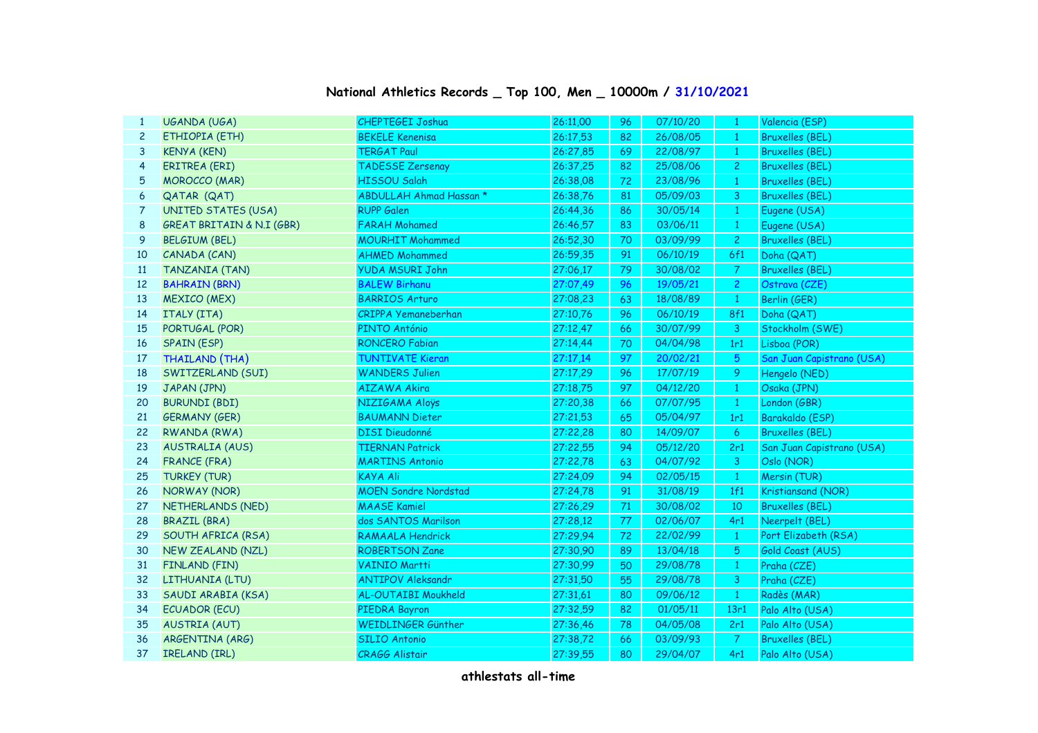# National Athletics Records _ Top 100, Men _ 10000m / 31/10/2021

| | | | | | | | |
|---|---|---|---|---|---|---|---|
| 1 | UGANDA (UGA) | CHEPTEGEI Joshua | 26:11,00 | 96 | 07/10/20 | 1 | Valencia (ESP) |
| 2 | ETHIOPIA (ETH) | BEKELE Kenenisa | 26:17,53 | 82 | 26/08/05 | 1 | Bruxelles (BEL) |
| 3 | KENYA (KEN) | TERGAT Paul | 26:27,85 | 69 | 22/08/97 | 1 | Bruxelles (BEL) |
| 4 | ERITREA (ERI) | TADESSE Zersenay | 26:37,25 | 82 | 25/08/06 | 2 | Bruxelles (BEL) |
| 5 | MOROCCO (MAR) | HISSOU Salah | 26:38,08 | 72 | 23/08/96 | 1 | Bruxelles (BEL) |
| 6 | QATAR (QAT) | ABDULLAH Ahmad Hassan * | 26:38,76 | 81 | 05/09/03 | 3 | Bruxelles (BEL) |
| 7 | UNITED STATES (USA) | RUPP Galen | 26:44,36 | 86 | 30/05/14 | 1 | Eugene (USA) |
| 8 | GREAT BRITAIN & N.I (GBR) | FARAH Mohamed | 26:46,57 | 83 | 03/06/11 | 1 | Eugene (USA) |
| 9 | BELGIUM (BEL) | MOURHIT Mohammed | 26:52,30 | 70 | 03/09/99 | 2 | Bruxelles (BEL) |
| 10 | CANADA (CAN) | AHMED Mohammed | 26:59,35 | 91 | 06/10/19 | 6f1 | Doha (QAT) |
| 11 | TANZANIA (TAN) | YUDA MSURI John | 27:06,17 | 79 | 30/08/02 | 7 | Bruxelles (BEL) |
| 12 | BAHRAIN (BRN) | BALEW Birhanu | 27:07,49 | 96 | 19/05/21 | 2 | Ostrava (CZE) |
| 13 | MEXICO (MEX) | BARRIOS Arturo | 27:08,23 | 63 | 18/08/89 | 1 | Berlin (GER) |
| 14 | ITALY (ITA) | CRIPPA Yemaneberhan | 27:10,76 | 96 | 06/10/19 | 8f1 | Doha (QAT) |
| 15 | PORTUGAL (POR) | PINTO António | 27:12,47 | 66 | 30/07/99 | 3 | Stockholm (SWE) |
| 16 | SPAIN (ESP) | RONCERO Fabian | 27:14,44 | 70 | 04/04/98 | 1r1 | Lisboa (POR) |
| 17 | THAILAND (THA) | TUNTIVATE Kieran | 27:17,14 | 97 | 20/02/21 | 5 | San Juan Capistrano (USA) |
| 18 | SWITZERLAND (SUI) | WANDERS Julien | 27:17,29 | 96 | 17/07/19 | 9 | Hengelo (NED) |
| 19 | JAPAN (JPN) | AIZAWA Akira | 27:18,75 | 97 | 04/12/20 | 1 | Osaka (JPN) |
| 20 | BURUNDI (BDI) | NIZIGAMA Aloÿs | 27:20,38 | 66 | 07/07/95 | 1 | London (GBR) |
| 21 | GERMANY (GER) | BAUMANN Dieter | 27:21,53 | 65 | 05/04/97 | 1r1 | Barakaldo (ESP) |
| 22 | RWANDA (RWA) | DISI Dieudonné | 27:22,28 | 80 | 14/09/07 | 6 | Bruxelles (BEL) |
| 23 | AUSTRALIA (AUS) | TIERNAN Patrick | 27:22,55 | 94 | 05/12/20 | 2r1 | San Juan Capistrano (USA) |
| 24 | FRANCE (FRA) | MARTINS Antonio | 27:22,78 | 63 | 04/07/92 | 3 | Oslo (NOR) |
| 25 | TURKEY (TUR) | KAYA Ali | 27:24,09 | 94 | 02/05/15 | 1 | Mersin (TUR) |
| 26 | NORWAY (NOR) | MOEN Sondre Nordstad | 27:24,78 | 91 | 31/08/19 | 1f1 | Kristiansand (NOR) |
| 27 | NETHERLANDS (NED) | MAASE Kamiel | 27:26,29 | 71 | 30/08/02 | 10 | Bruxelles (BEL) |
| 28 | BRAZIL (BRA) | dos SANTOS Marilson | 27:28,12 | 77 | 02/06/07 | 4r1 | Neerpelt (BEL) |
| 29 | SOUTH AFRICA (RSA) | RAMAALA Hendrick | 27:29,94 | 72 | 22/02/99 | 1 | Port Elizabeth (RSA) |
| 30 | NEW ZEALAND (NZL) | ROBERTSON Zane | 27:30,90 | 89 | 13/04/18 | 5 | Gold Coast (AUS) |
| 31 | FINLAND (FIN) | VAINIO Martti | 27:30,99 | 50 | 29/08/78 | 1 | Praha (CZE) |
| 32 | LITHUANIA (LTU) | ANTIPOV Aleksandr | 27:31,50 | 55 | 29/08/78 | 3 | Praha (CZE) |
| 33 | SAUDI ARABIA (KSA) | AL-OUTAIBI Moukheld | 27:31,61 | 80 | 09/06/12 | 1 | Radès (MAR) |
| 34 | ECUADOR (ECU) | PIEDRA Bayron | 27:32,59 | 82 | 01/05/11 | 13r1 | Palo Alto (USA) |
| 35 | AUSTRIA (AUT) | WEIDLINGER Günther | 27:36,46 | 78 | 04/05/08 | 2r1 | Palo Alto (USA) |
| 36 | ARGENTINA (ARG) | SILIO Antonio | 27:38,72 | 66 | 03/09/93 | 7 | Bruxelles (BEL) |
| 37 | IRELAND (IRL) | CRAGG Alistair | 27:39,55 | 80 | 29/04/07 | 4r1 | Palo Alto (USA) |

athlestats all-time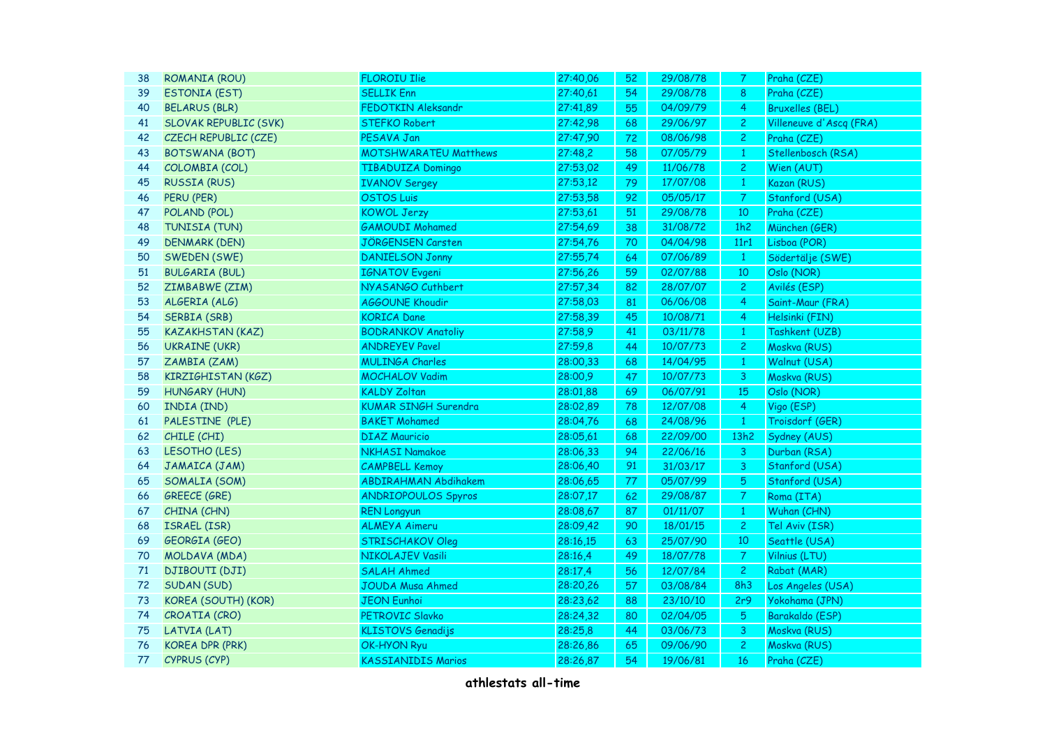| 38 | ROMANIA (ROU) | FLOROIU Ilie | 27:40,06 | 52 | 29/08/78 | 7 | Praha (CZE) |
|---|---|---|---|---|---|---|---|
| 39 | ESTONIA (EST) | SELLIK Enn | 27:40,61 | 54 | 29/08/78 | 8 | Praha (CZE) |
| 40 | BELARUS (BLR) | FEDOTKIN Aleksandr | 27:41,89 | 55 | 04/09/79 | 4 | Bruxelles (BEL) |
| 41 | SLOVAK REPUBLIC (SVK) | STEFKO Robert | 27:42,98 | 68 | 29/06/97 | 2 | Villeneuve d'Ascq (FRA) |
| 42 | CZECH REPUBLIC (CZE) | PESAVA Jan | 27:47,90 | 72 | 08/06/98 | 2 | Praha (CZE) |
| 43 | BOTSWANA (BOT) | MOTSHWARATEU Matthews | 27:48,2 | 58 | 07/05/79 | 1 | Stellenbosch (RSA) |
| 44 | COLOMBIA (COL) | TIBADUIZA Domingo | 27:53,02 | 49 | 11/06/78 | 2 | Wien (AUT) |
| 45 | RUSSIA (RUS) | IVANOV Sergey | 27:53,12 | 79 | 17/07/08 | 1 | Kazan (RUS) |
| 46 | PERU (PER) | OSTOS Luis | 27:53,58 | 92 | 05/05/17 | 7 | Stanford (USA) |
| 47 | POLAND (POL) | KOWOL Jerzy | 27:53,61 | 51 | 29/08/78 | 10 | Praha (CZE) |
| 48 | TUNISIA (TUN) | GAMOUDI Mohamed | 27:54,69 | 38 | 31/08/72 | 1h2 | München (GER) |
| 49 | DENMARK (DEN) | JÖRGENSEN Carsten | 27:54,76 | 70 | 04/04/98 | 11r1 | Lisboa (POR) |
| 50 | SWEDEN (SWE) | DANIELSON Jonny | 27:55,74 | 64 | 07/06/89 | 1 | Södertälje (SWE) |
| 51 | BULGARIA (BUL) | IGNATOV Evgeni | 27:56,26 | 59 | 02/07/88 | 10 | Oslo (NOR) |
| 52 | ZIMBABWE (ZIM) | NYASANGO Cuthbert | 27:57,34 | 82 | 28/07/07 | 2 | Avilés (ESP) |
| 53 | ALGERIA (ALG) | AGGOUNE Khoudir | 27:58,03 | 81 | 06/06/08 | 4 | Saint-Maur (FRA) |
| 54 | SERBIA (SRB) | KORICA Dane | 27:58,39 | 45 | 10/08/71 | 4 | Helsinki (FIN) |
| 55 | KAZAKHSTAN (KAZ) | BODRANKOV Anatoliy | 27:58,9 | 41 | 03/11/78 | 1 | Tashkent (UZB) |
| 56 | UKRAINE (UKR) | ANDREYEV Pavel | 27:59,8 | 44 | 10/07/73 | 2 | Moskva (RUS) |
| 57 | ZAMBIA (ZAM) | MULINGA Charles | 28:00,33 | 68 | 14/04/95 | 1 | Walnut (USA) |
| 58 | KIRZIGHISTAN (KGZ) | MOCHALOV Vadim | 28:00,9 | 47 | 10/07/73 | 3 | Moskva (RUS) |
| 59 | HUNGARY (HUN) | KALDY Zoltan | 28:01,88 | 69 | 06/07/91 | 15 | Oslo (NOR) |
| 60 | INDIA (IND) | KUMAR SINGH Surendra | 28:02,89 | 78 | 12/07/08 | 4 | Vigo (ESP) |
| 61 | PALESTINE (PLE) | BAKET Mohamed | 28:04,76 | 68 | 24/08/96 | 1 | Troisdorf (GER) |
| 62 | CHILE (CHI) | DIAZ Mauricio | 28:05,61 | 68 | 22/09/00 | 13h2 | Sydney (AUS) |
| 63 | LESOTHO (LES) | NKHASI Namakoe | 28:06,33 | 94 | 22/06/16 | 3 | Durban (RSA) |
| 64 | JAMAICA (JAM) | CAMPBELL Kemoy | 28:06,40 | 91 | 31/03/17 | 3 | Stanford (USA) |
| 65 | SOMALIA (SOM) | ABDIRAHMAN Abdihakem | 28:06,65 | 77 | 05/07/99 | 5 | Stanford (USA) |
| 66 | GREECE (GRE) | ANDRIOPOULOS Spyros | 28:07,17 | 62 | 29/08/87 | 7 | Roma (ITA) |
| 67 | CHINA (CHN) | REN Longyun | 28:08,67 | 87 | 01/11/07 | 1 | Wuhan (CHN) |
| 68 | ISRAEL (ISR) | ALMEYA Aimeru | 28:09,42 | 90 | 18/01/15 | 2 | Tel Aviv (ISR) |
| 69 | GEORGIA (GEO) | STRISCHAKOV Oleg | 28:16,15 | 63 | 25/07/90 | 10 | Seattle (USA) |
| 70 | MOLDAVA (MDA) | NIKOLAJEV Vasili | 28:16,4 | 49 | 18/07/78 | 7 | Vilnius (LTU) |
| 71 | DJIBOUTI (DJI) | SALAH Ahmed | 28:17,4 | 56 | 12/07/84 | 2 | Rabat (MAR) |
| 72 | SUDAN (SUD) | JOUDA Musa Ahmed | 28:20,26 | 57 | 03/08/84 | 8h3 | Los Angeles (USA) |
| 73 | KOREA (SOUTH) (KOR) | JEON Eunhoi | 28:23,62 | 88 | 23/10/10 | 2r9 | Yokohama (JPN) |
| 74 | CROATIA (CRO) | PETROVIC Slavko | 28:24,32 | 80 | 02/04/05 | 5 | Barakaldo (ESP) |
| 75 | LATVIA (LAT) | KLISTOVS Genadijs | 28:25,8 | 44 | 03/06/73 | 3 | Moskva (RUS) |
| 76 | KOREA DPR (PRK) | OK-HYON Ryu | 28:26,86 | 65 | 09/06/90 | 2 | Moskva (RUS) |
| 77 | CYPRUS (CYP) | KASSIANIDIS Marios | 28:26,87 | 54 | 19/06/81 | 16 | Praha (CZE) |

athlestats all-time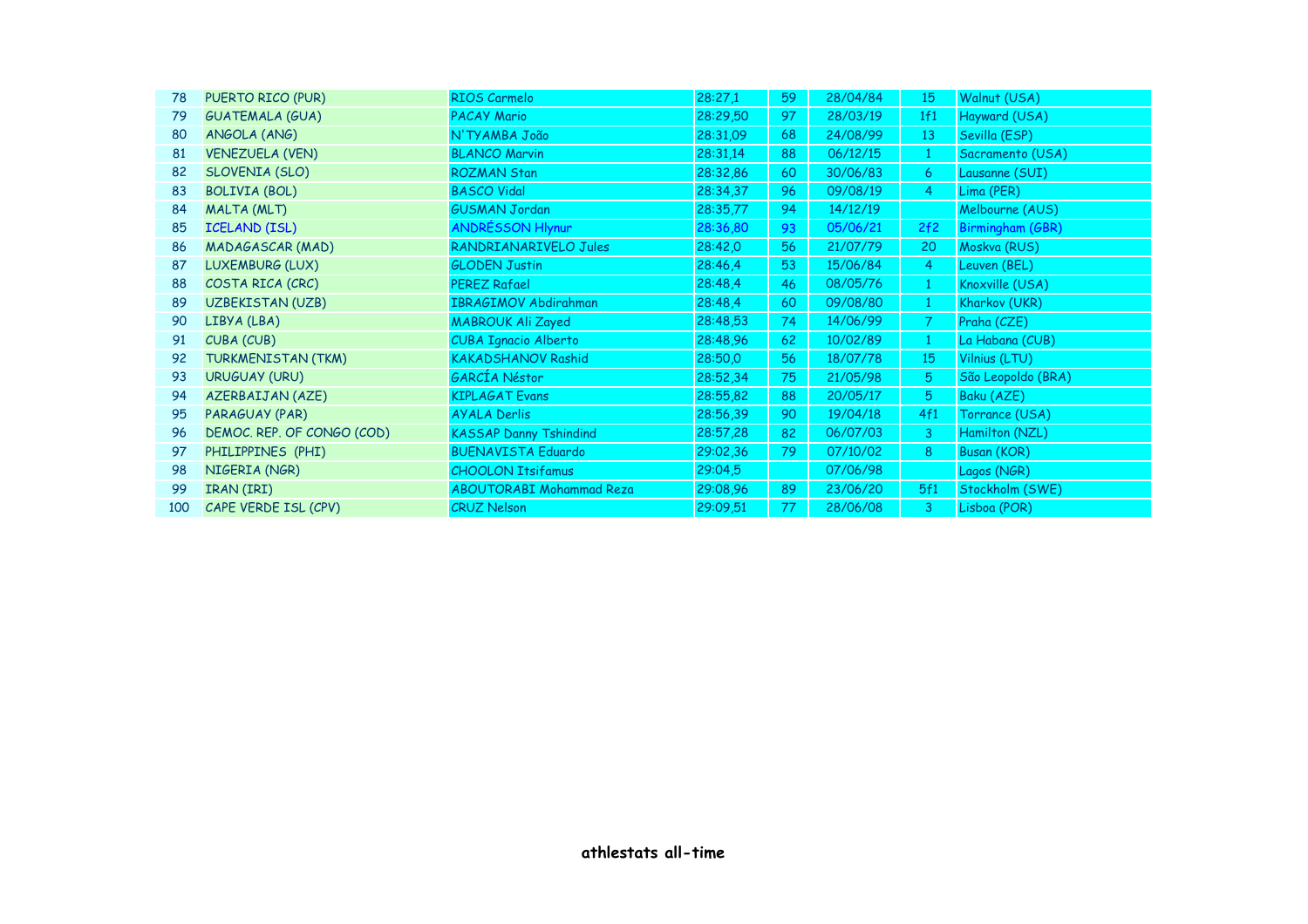| | | | | | | | |
|---|---|---|---|---|---|---|---|
| 78 | PUERTO RICO (PUR) | RIOS Carmelo | 28:27,1 | 59 | 28/04/84 | 15 | Walnut (USA) |
| 79 | GUATEMALA (GUA) | PACAY Mario | 28:29,50 | 97 | 28/03/19 | 1f1 | Hayward (USA) |
| 80 | ANGOLA (ANG) | N'TYAMBA João | 28:31,09 | 68 | 24/08/99 | 13 | Sevilla (ESP) |
| 81 | VENEZUELA (VEN) | BLANCO Marvin | 28:31,14 | 88 | 06/12/15 | 1 | Sacramento (USA) |
| 82 | SLOVENIA (SLO) | ROZMAN Stan | 28:32,86 | 60 | 30/06/83 | 6 | Lausanne (SUI) |
| 83 | BOLIVIA (BOL) | BASCO Vidal | 28:34,37 | 96 | 09/08/19 | 4 | Lima (PER) |
| 84 | MALTA (MLT) | GUSMAN Jordan | 28:35,77 | 94 | 14/12/19 | | Melbourne (AUS) |
| 85 | ICELAND (ISL) | ANDRÉSSON Hlynur | 28:36,80 | 93 | 05/06/21 | 2f2 | Birmingham (GBR) |
| 86 | MADAGASCAR (MAD) | RANDRIANARIVELO Jules | 28:42,0 | 56 | 21/07/79 | 20 | Moskva (RUS) |
| 87 | LUXEMBURG (LUX) | GLODEN Justin | 28:46,4 | 53 | 15/06/84 | 4 | Leuven (BEL) |
| 88 | COSTA RICA (CRC) | PEREZ Rafael | 28:48,4 | 46 | 08/05/76 | 1 | Knoxville (USA) |
| 89 | UZBEKISTAN (UZB) | IBRAGIMOV Abdirahman | 28:48,4 | 60 | 09/08/80 | 1 | Kharkov (UKR) |
| 90 | LIBYA (LBA) | MABROUK Ali Zayed | 28:48,53 | 74 | 14/06/99 | 7 | Praha (CZE) |
| 91 | CUBA (CUB) | CUBA Ignacio Alberto | 28:48,96 | 62 | 10/02/89 | 1 | La Habana (CUB) |
| 92 | TURKMENISTAN (TKM) | KAKADSHANOV Rashid | 28:50,0 | 56 | 18/07/78 | 15 | Vilnius (LTU) |
| 93 | URUGUAY (URU) | GARCÍA Néstor | 28:52,34 | 75 | 21/05/98 | 5 | São Leopoldo (BRA) |
| 94 | AZERBAIJAN (AZE) | KIPLAGAT Evans | 28:55,82 | 88 | 20/05/17 | 5 | Baku (AZE) |
| 95 | PARAGUAY (PAR) | AYALA Derlis | 28:56,39 | 90 | 19/04/18 | 4f1 | Torrance (USA) |
| 96 | DEMOC. REP. OF CONGO (COD) | KASSAP Danny Tshindind | 28:57,28 | 82 | 06/07/03 | 3 | Hamilton (NZL) |
| 97 | PHILIPPINES (PHI) | BUENAVISTA Eduardo | 29:02,36 | 79 | 07/10/02 | 8 | Busan (KOR) |
| 98 | NIGERIA (NGR) | CHOOLON Itsifamus | 29:04,5 | | 07/06/98 | | Lagos (NGR) |
| 99 | IRAN (IRI) | ABOUTORABI Mohammad Reza | 29:08,96 | 89 | 23/06/20 | 5f1 | Stockholm (SWE) |
| 100 | CAPE VERDE ISL (CPV) | CRUZ Nelson | 29:09,51 | 77 | 28/06/08 | 3 | Lisboa (POR) |